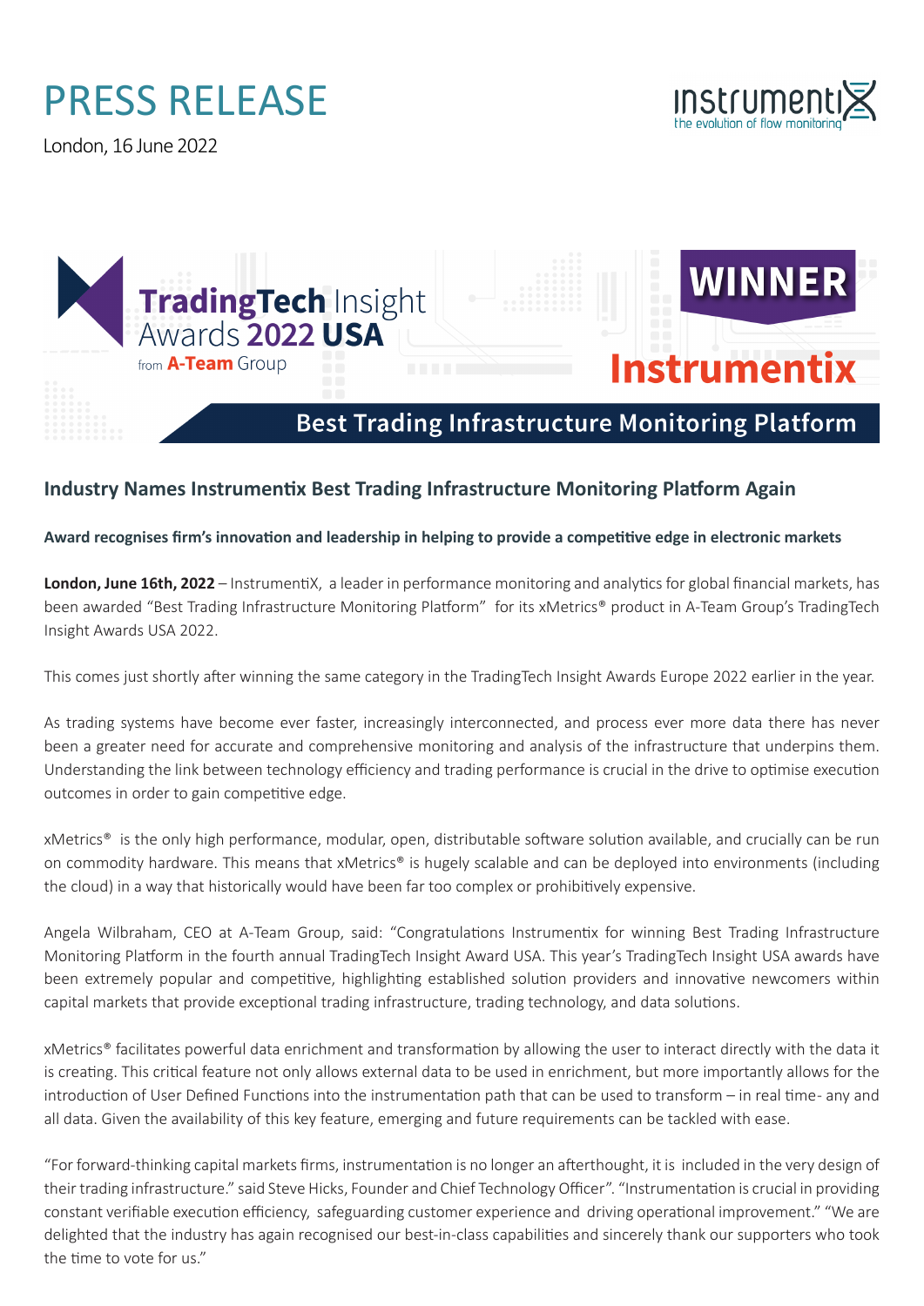# PRESS RELEASE

London, 16 June 2022

instrumentiX
the evolution of flow monitoring

TradingTech Insight Awards 2022 USA
from A-Team Group

WINNER
Instrumentix

Best Trading Infrastructure Monitoring Platform

## Industry Names Instrumentix Best Trading Infrastructure Monitoring Platform Again

**Award recognises firm's innovation and leadership in helping to provide a competitive edge in electronic markets**

**London, June 16th, 2022** – InstrumentiX, a leader in performance monitoring and analytics for global financial markets, has been awarded "Best Trading Infrastructure Monitoring Platform" for its xMetrics® product in A-Team Group's TradingTech Insight Awards USA 2022.

This comes just shortly after winning the same category in the TradingTech Insight Awards Europe 2022 earlier in the year.

As trading systems have become ever faster, increasingly interconnected, and process ever more data there has never been a greater need for accurate and comprehensive monitoring and analysis of the infrastructure that underpins them. Understanding the link between technology efficiency and trading performance is crucial in the drive to optimise execution outcomes in order to gain competitive edge.

xMetrics® is the only high performance, modular, open, distributable software solution available, and crucially can be run on commodity hardware. This means that xMetrics® is hugely scalable and can be deployed into environments (including the cloud) in a way that historically would have been far too complex or prohibitively expensive.

Angela Wilbraham, CEO at A-Team Group, said: "Congratulations Instrumentix for winning Best Trading Infrastructure Monitoring Platform in the fourth annual TradingTech Insight Award USA. This year's TradingTech Insight USA awards have been extremely popular and competitive, highlighting established solution providers and innovative newcomers within capital markets that provide exceptional trading infrastructure, trading technology, and data solutions.

xMetrics® facilitates powerful data enrichment and transformation by allowing the user to interact directly with the data it is creating. This critical feature not only allows external data to be used in enrichment, but more importantly allows for the introduction of User Defined Functions into the instrumentation path that can be used to transform – in real time- any and all data. Given the availability of this key feature, emerging and future requirements can be tackled with ease.

"For forward-thinking capital markets firms, instrumentation is no longer an afterthought, it is included in the very design of their trading infrastructure." said Steve Hicks, Founder and Chief Technology Officer". "Instrumentation is crucial in providing constant verifiable execution efficiency, safeguarding customer experience and driving operational improvement." "We are delighted that the industry has again recognised our best-in-class capabilities and sincerely thank our supporters who took the time to vote for us."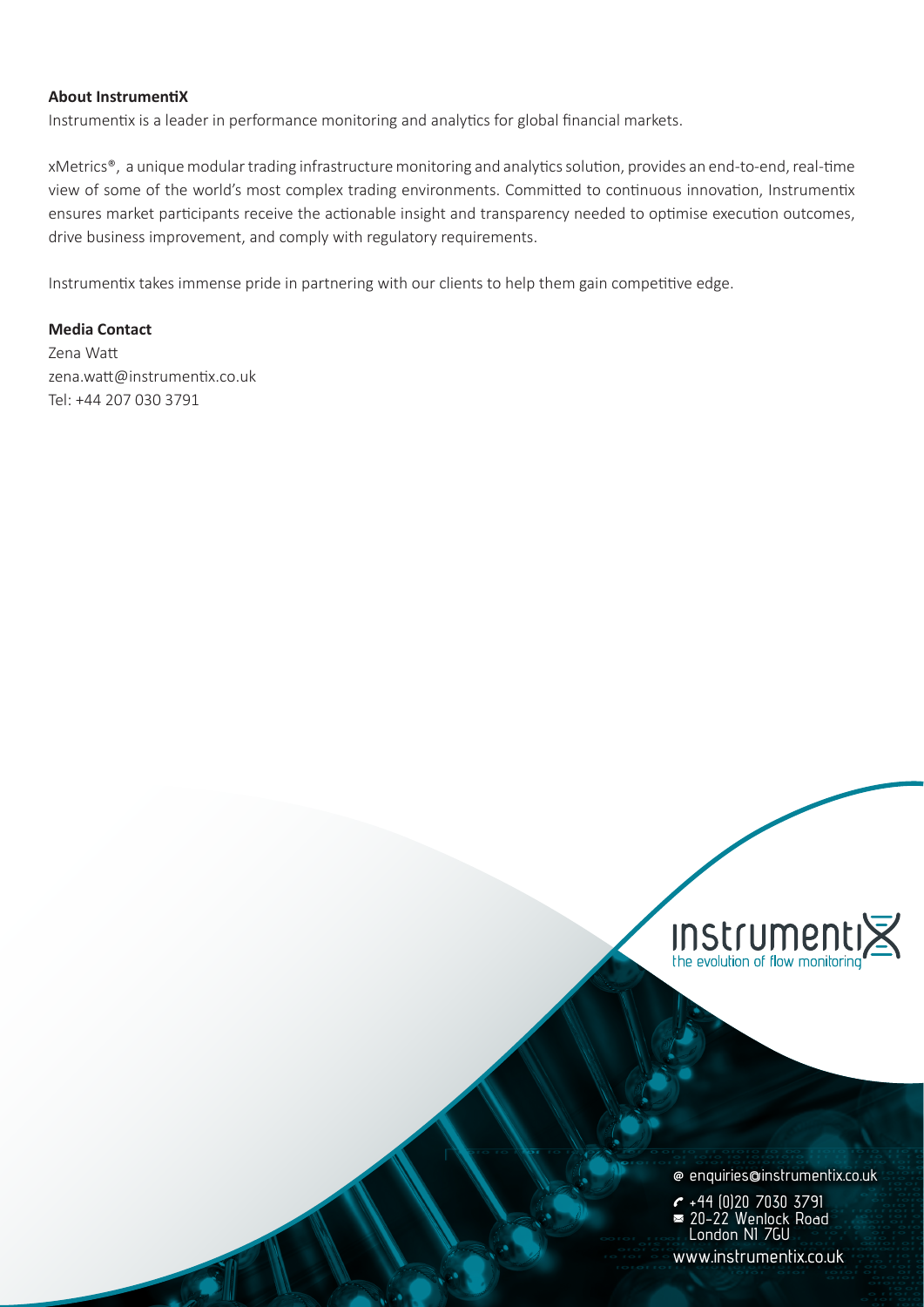**About InstrumentiX**

Instrumentix is a leader in performance monitoring and analytics for global financial markets.

xMetrics®, a unique modular trading infrastructure monitoring and analytics solution, provides an end-to-end, real-time view of some of the world's most complex trading environments. Committed to continuous innovation, Instrumentix ensures market participants receive the actionable insight and transparency needed to optimise execution outcomes, drive business improvement, and comply with regulatory requirements.

Instrumentix takes immense pride in partnering with our clients to help them gain competitive edge.

**Media Contact**

Zena Watt
zena.watt@instrumentix.co.uk
Tel: +44 207 030 3791

instrumentix
the evolution of flow monitoring

@ enquiries@instrumentix.co.uk

+44 (0)20 7030 3791

20-22 Wenlock Road
London N1 7GU

www.instrumentix.co.uk